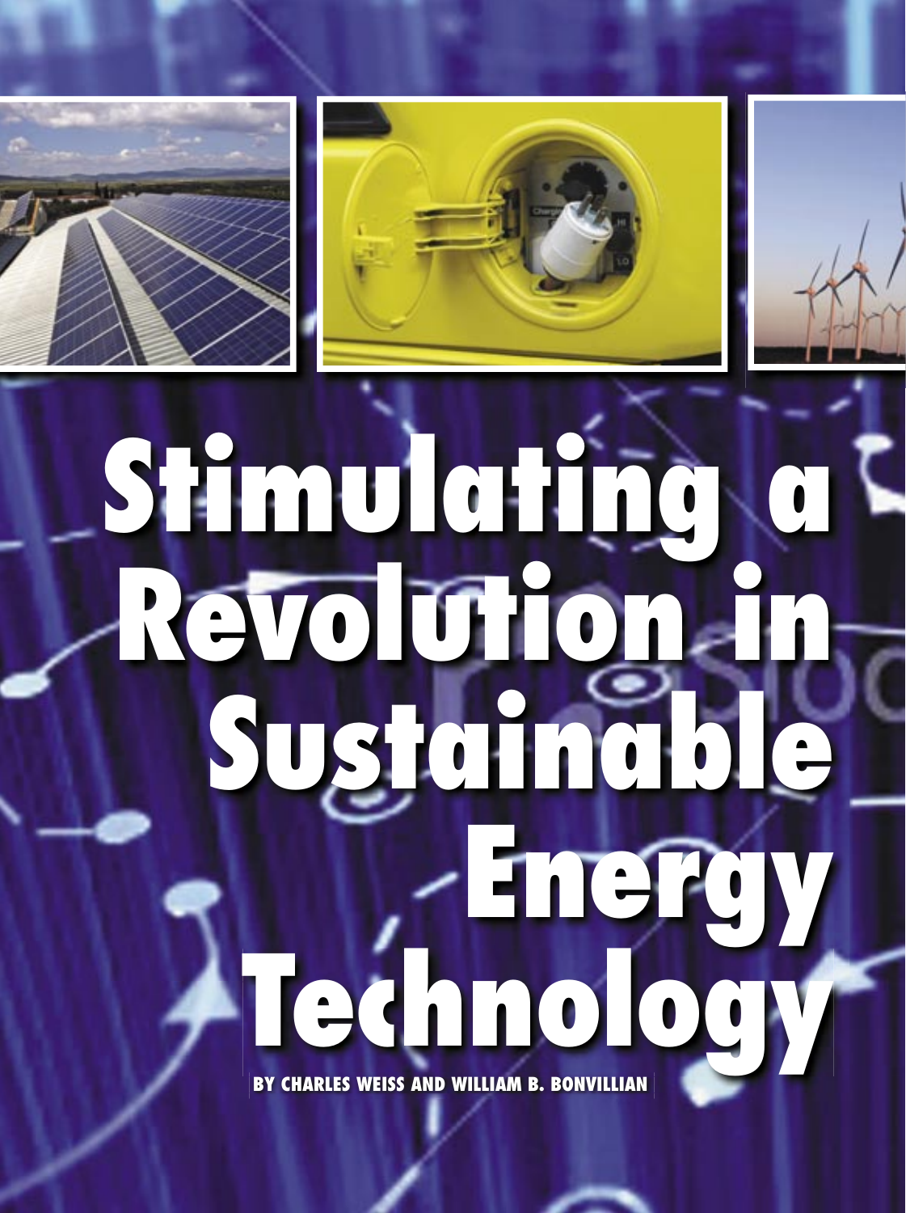# Stimulating a Revolution in Sustainable Energy Technology

**BY CHARLES WEISS AND WILLIAM B. BONVILLIAN**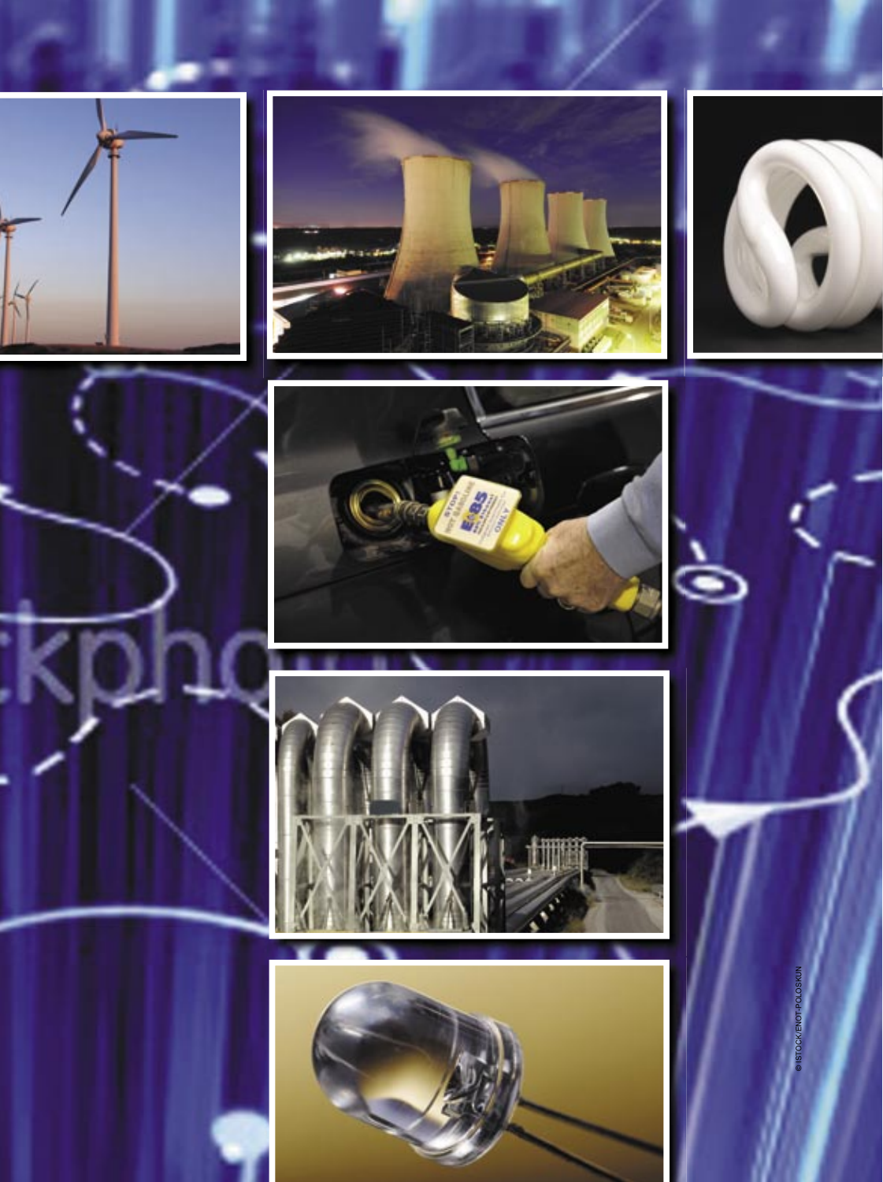©ISTOCK/ENOT-POLOSKUN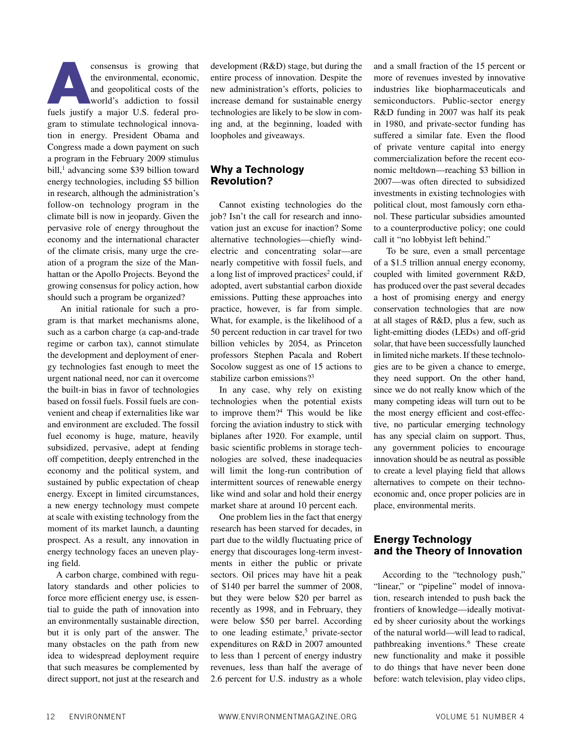A consensus is growing that the environmental, economic, and geopolitical costs of the world's addiction to fossil fuels justify a major U.S. federal program to stimulate technological innovation in energy. President Obama and Congress made a down payment on such a program in the February 2009 stimulus bill,[1] advancing some $39 billion toward energy technologies, including $5 billion in research, although the administration's follow-on technology program in the climate bill is now in jeopardy. Given the pervasive role of energy throughout the economy and the international character of the climate crisis, many urge the creation of a program the size of the Manhattan or the Apollo Projects. Beyond the growing consensus for policy action, how should such a program be organized?

An initial rationale for such a program is that market mechanisms alone, such as a carbon charge (a cap-and-trade regime or carbon tax), cannot stimulate the development and deployment of energy technologies fast enough to meet the urgent national need, nor can it overcome the built-in bias in favor of technologies based on fossil fuels. Fossil fuels are convenient and cheap if externalities like war and environment are excluded. The fossil fuel economy is huge, mature, heavily subsidized, pervasive, adept at fending off competition, deeply entrenched in the economy and the political system, and sustained by public expectation of cheap energy. Except in limited circumstances, a new energy technology must compete at scale with existing technology from the moment of its market launch, a daunting prospect. As a result, any innovation in energy technology faces an uneven playing field.

A carbon charge, combined with regulatory standards and other policies to force more efficient energy use, is essential to guide the path of innovation into an environmentally sustainable direction, but it is only part of the answer. The many obstacles on the path from new idea to widespread deployment require that such measures be complemented by direct support, not just at the research and development (R&D) stage, but during the entire process of innovation. Despite the new administration's efforts, policies to increase demand for sustainable energy technologies are likely to be slow in coming and, at the beginning, loaded with loopholes and giveaways.

## Why a Technology Revolution?

Cannot existing technologies do the job? Isn't the call for research and innovation just an excuse for inaction? Some alternative technologies—chiefly wind-electric and concentrating solar—are nearly competitive with fossil fuels, and a long list of improved practices[2] could, if adopted, avert substantial carbon dioxide emissions. Putting these approaches into practice, however, is far from simple. What, for example, is the likelihood of a 50 percent reduction in car travel for two billion vehicles by 2054, as Princeton professors Stephen Pacala and Robert Socolow suggest as one of 15 actions to stabilize carbon emissions?[3]

In any case, why rely on existing technologies when the potential exists to improve them?[4] This would be like forcing the aviation industry to stick with biplanes after 1920. For example, until basic scientific problems in storage technologies are solved, these inadequacies will limit the long-run contribution of intermittent sources of renewable energy like wind and solar and hold their energy market share at around 10 percent each.

One problem lies in the fact that energy research has been starved for decades, in part due to the wildly fluctuating price of energy that discourages long-term investments in either the public or private sectors. Oil prices may have hit a peak of $140 per barrel the summer of 2008, but they were below $20 per barrel as recently as 1998, and in February, they were below $50 per barrel. According to one leading estimate,[5] private-sector expenditures on R&D in 2007 amounted to less than 1 percent of energy industry revenues, less than half the average of 2.6 percent for U.S. industry as a whole and a small fraction of the 15 percent or more of revenues invested by innovative industries like biopharmaceuticals and semiconductors. Public-sector energy R&D funding in 2007 was half its peak in 1980, and private-sector funding has suffered a similar fate. Even the flood of private venture capital into energy commercialization before the recent economic meltdown—reaching $3 billion in 2007—was often directed to subsidized investments in existing technologies with political clout, most famously corn ethanol. These particular subsidies amounted to a counterproductive policy; one could call it "no lobbyist left behind."

To be sure, even a small percentage of a $1.5 trillion annual energy economy, coupled with limited government R&D, has produced over the past several decades a host of promising energy and energy conservation technologies that are now at all stages of R&D, plus a few, such as light-emitting diodes (LEDs) and off-grid solar, that have been successfully launched in limited niche markets. If these technologies are to be given a chance to emerge, they need support. On the other hand, since we do not really know which of the many competing ideas will turn out to be the most energy efficient and cost-effective, no particular emerging technology has any special claim on support. Thus, any government policies to encourage innovation should be as neutral as possible to create a level playing field that allows alternatives to compete on their techno-economic and, once proper policies are in place, environmental merits.

## Energy Technology and the Theory of Innovation

According to the "technology push," "linear," or "pipeline" model of innovation, research intended to push back the frontiers of knowledge—ideally motivated by sheer curiosity about the workings of the natural world—will lead to radical, pathbreaking inventions.[6] These create new functionality and make it possible to do things that have never been done before: watch television, play video clips,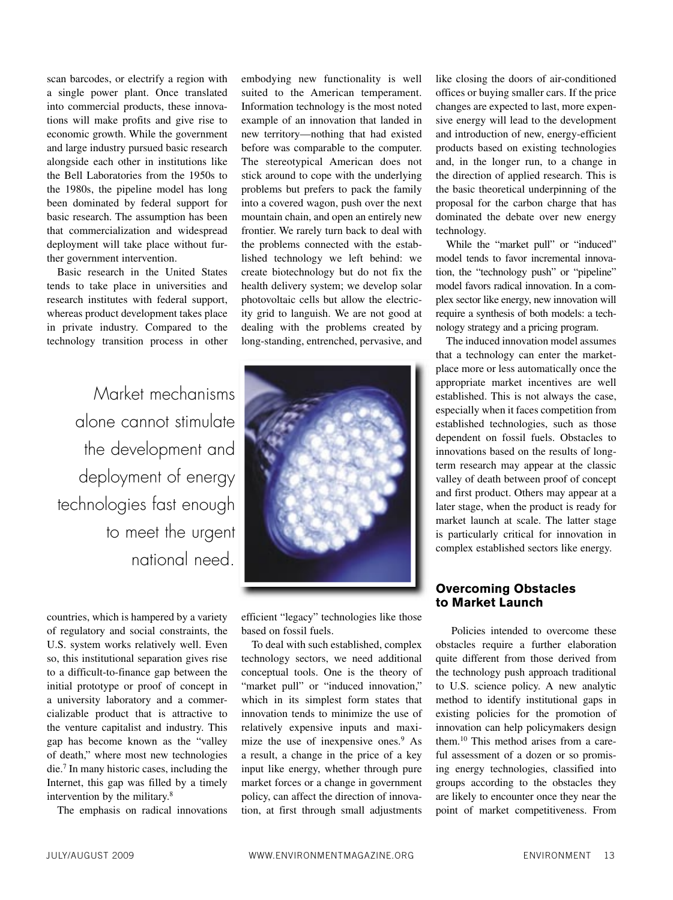scan barcodes, or electrify a region with a single power plant. Once translated into commercial products, these innovations will make profits and give rise to economic growth. While the government and large industry pursued basic research alongside each other in institutions like the Bell Laboratories from the 1950s to the 1980s, the pipeline model has long been dominated by federal support for basic research. The assumption has been that commercialization and widespread deployment will take place without further government intervention.

Basic research in the United States tends to take place in universities and research institutes with federal support, whereas product development takes place in private industry. Compared to the technology transition process in other countries, which is hampered by a variety of regulatory and social constraints, the U.S. system works relatively well. Even so, this institutional separation gives rise to a difficult-to-finance gap between the initial prototype or proof of concept in a university laboratory and a commercializable product that is attractive to the venture capitalist and industry. This gap has become known as the "valley of death," where most new technologies die.[7] In many historic cases, including the Internet, this gap was filled by a timely intervention by the military.[8]

The emphasis on radical innovations embodying new functionality is well suited to the American temperament. Information technology is the most noted example of an innovation that landed in new territory—nothing that had existed before was comparable to the computer. The stereotypical American does not stick around to cope with the underlying problems but prefers to pack the family into a covered wagon, push over the next mountain chain, and open an entirely new frontier. We rarely turn back to deal with the problems connected with the established technology we left behind: we create biotechnology but do not fix the health delivery system; we develop solar photovoltaic cells but allow the electricity grid to languish. We are not good at dealing with the problems created by long-standing, entrenched, pervasive, and efficient "legacy" technologies like those based on fossil fuels.

Market mechanisms alone cannot stimulate the development and deployment of energy technologies fast enough to meet the urgent national need.

To deal with such established, complex technology sectors, we need additional conceptual tools. One is the theory of "market pull" or "induced innovation," which in its simplest form states that innovation tends to minimize the use of relatively expensive inputs and maximize the use of inexpensive ones.[9] As a result, a change in the price of a key input like energy, whether through pure market forces or a change in government policy, can affect the direction of innovation, at first through small adjustments like closing the doors of air-conditioned offices or buying smaller cars. If the price changes are expected to last, more expensive energy will lead to the development and introduction of new, energy-efficient products based on existing technologies and, in the longer run, to a change in the direction of applied research. This is the basic theoretical underpinning of the proposal for the carbon charge that has dominated the debate over new energy technology.

While the "market pull" or "induced" model tends to favor incremental innovation, the "technology push" or "pipeline" model favors radical innovation. In a complex sector like energy, new innovation will require a synthesis of both models: a technology strategy and a pricing program.

The induced innovation model assumes that a technology can enter the marketplace more or less automatically once the appropriate market incentives are well established. This is not always the case, especially when it faces competition from established technologies, such as those dependent on fossil fuels. Obstacles to innovations based on the results of long-term research may appear at the classic valley of death between proof of concept and first product. Others may appear at a later stage, when the product is ready for market launch at scale. The latter stage is particularly critical for innovation in complex established sectors like energy.

## Overcoming Obstacles to Market Launch

Policies intended to overcome these obstacles require a further elaboration quite different from those derived from the technology push approach traditional to U.S. science policy. A new analytic method to identify institutional gaps in existing policies for the promotion of innovation can help policymakers design them.[10] This method arises from a careful assessment of a dozen or so promising energy technologies, classified into groups according to the obstacles they are likely to encounter once they near the point of market competitiveness. From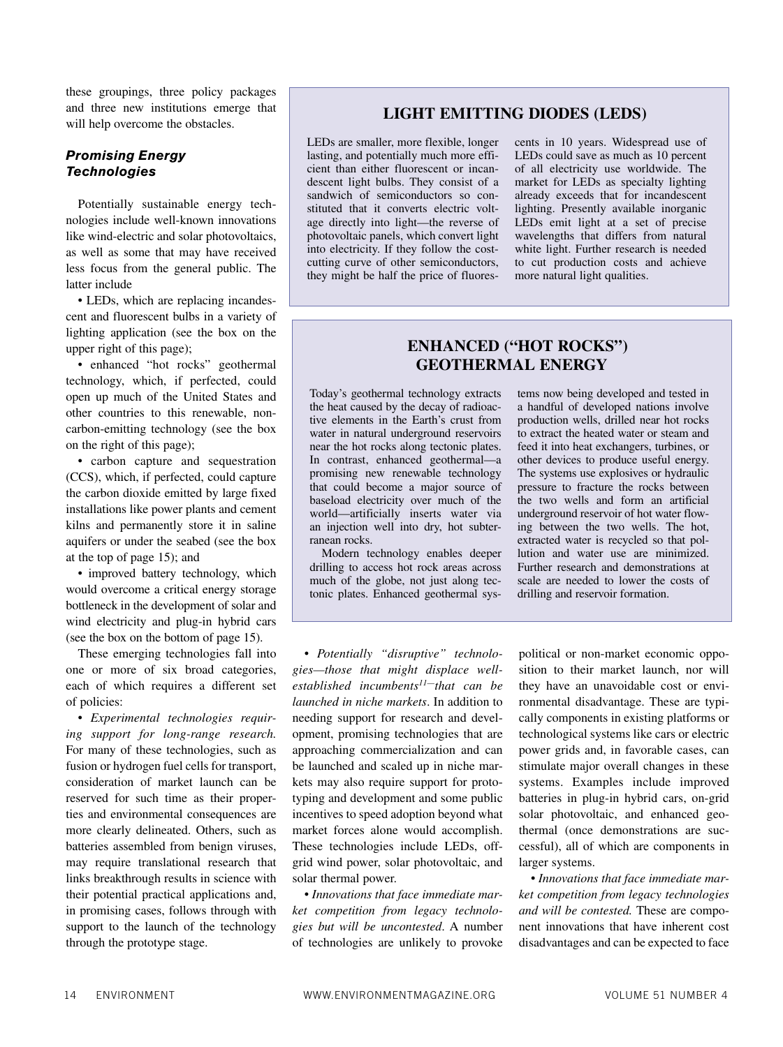these groupings, three policy packages and three new institutions emerge that will help overcome the obstacles.

### *Promising Energy Technologies*

Potentially sustainable energy technologies include well-known innovations like wind-electric and solar photovoltaics, as well as some that may have received less focus from the general public. The latter include

• LEDs, which are replacing incandescent and fluorescent bulbs in a variety of lighting application (see the box on the upper right of this page);

• enhanced "hot rocks" geothermal technology, which, if perfected, could open up much of the United States and other countries to this renewable, non-carbon-emitting technology (see the box on the right of this page);

• carbon capture and sequestration (CCS), which, if perfected, could capture the carbon dioxide emitted by large fixed installations like power plants and cement kilns and permanently store it in saline aquifers or under the seabed (see the box at the top of page 15); and

• improved battery technology, which would overcome a critical energy storage bottleneck in the development of solar and wind electricity and plug-in hybrid cars (see the box on the bottom of page 15).

These emerging technologies fall into one or more of six broad categories, each of which requires a different set of policies:

• *Experimental technologies requiring support for long-range research.* For many of these technologies, such as fusion or hydrogen fuel cells for transport, consideration of market launch can be reserved for such time as their properties and environmental consequences are more clearly delineated. Others, such as batteries assembled from benign viruses, may require translational research that links breakthrough results in science with their potential practical applications and, in promising cases, follows through with support to the launch of the technology through the prototype stage.

• *Potentially "disruptive" technologies—those that might displace well-established incumbents*[11]*—that can be launched in niche markets*. In addition to needing support for research and development, promising technologies that are approaching commercialization and can be launched and scaled up in niche markets may also require support for prototyping and development and some public incentives to speed adoption beyond what market forces alone would accomplish. These technologies include LEDs, off-grid wind power, solar photovoltaic, and solar thermal power.

• *Innovations that face immediate market competition from legacy technologies but will be uncontested*. A number of technologies are unlikely to provoke political or non-market economic opposition to their market launch, nor will they have an unavoidable cost or environmental disadvantage. These are typically components in existing platforms or technological systems like cars or electric power grids and, in favorable cases, can stimulate major overall changes in these systems. Examples include improved batteries in plug-in hybrid cars, on-grid solar photovoltaic, and enhanced geothermal (once demonstrations are successful), all of which are components in larger systems.

• *Innovations that face immediate market competition from legacy technologies and will be contested.* These are component innovations that have inherent cost disadvantages and can be expected to face

## LIGHT EMITTING DIODES (LEDS)

LEDs are smaller, more flexible, longer lasting, and potentially much more efficient than either fluorescent or incandescent light bulbs. They consist of a sandwich of semiconductors so constituted that it converts electric voltage directly into light—the reverse of photovoltaic panels, which convert light into electricity. If they follow the cost-cutting curve of other semiconductors, they might be half the price of fluorescents in 10 years. Widespread use of LEDs could save as much as 10 percent of all electricity use worldwide. The market for LEDs as specialty lighting already exceeds that for incandescent lighting. Presently available inorganic LEDs emit light at a set of precise wavelengths that differs from natural white light. Further research is needed to cut production costs and achieve more natural light qualities.

## ENHANCED ("HOT ROCKS") GEOTHERMAL ENERGY

Today's geothermal technology extracts the heat caused by the decay of radioactive elements in the Earth's crust from water in natural underground reservoirs near the hot rocks along tectonic plates. In contrast, enhanced geothermal—a promising new renewable technology that could become a major source of baseload electricity over much of the world—artificially inserts water via an injection well into dry, hot subterranean rocks.

Modern technology enables deeper drilling to access hot rock areas across much of the globe, not just along tectonic plates. Enhanced geothermal systems now being developed and tested in a handful of developed nations involve production wells, drilled near hot rocks to extract the heated water or steam and feed it into heat exchangers, turbines, or other devices to produce useful energy. The systems use explosives or hydraulic pressure to fracture the rocks between the two wells and form an artificial underground reservoir of hot water flowing between the two wells. The hot, extracted water is recycled so that pollution and water use are minimized. Further research and demonstrations at scale are needed to lower the costs of drilling and reservoir formation.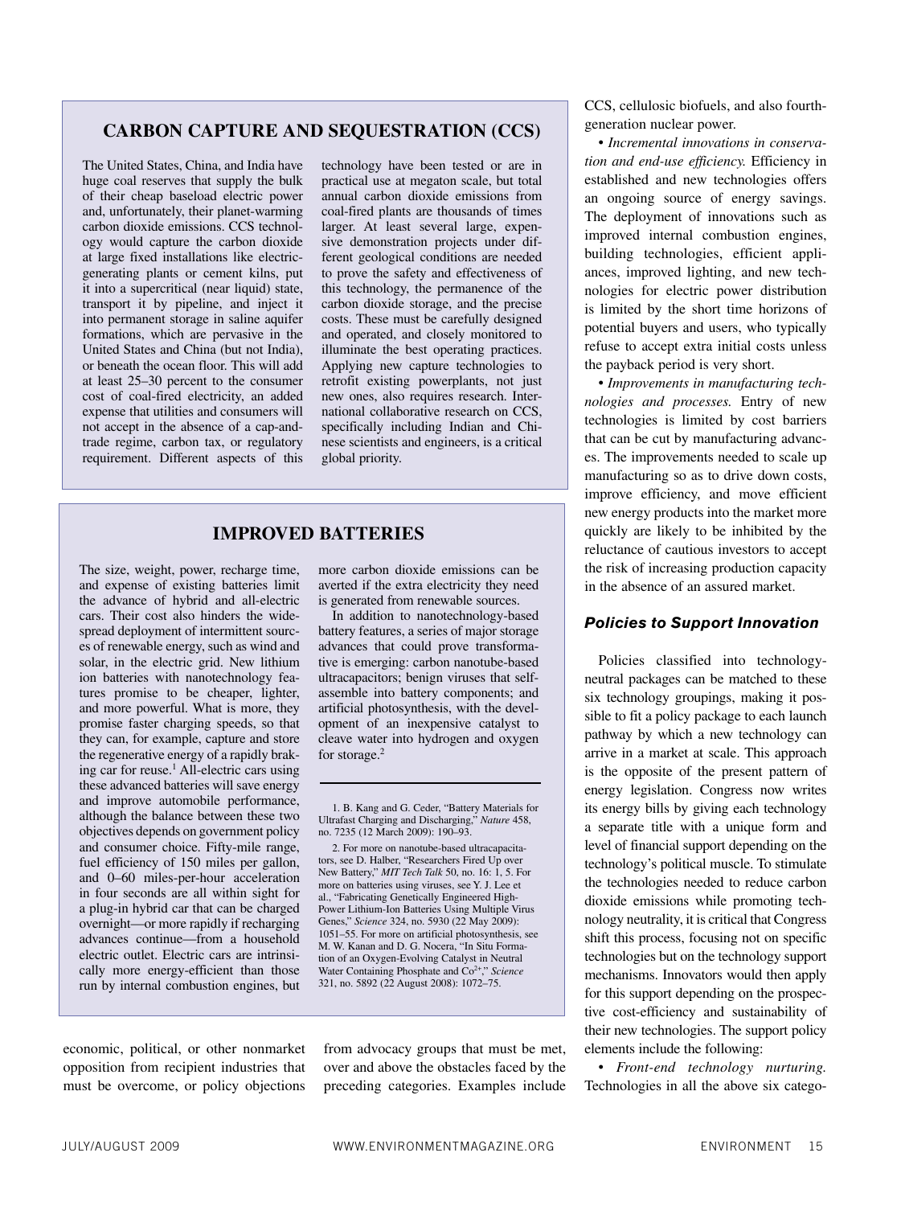## CARBON CAPTURE AND SEQUESTRATION (CCS)

The United States, China, and India have huge coal reserves that supply the bulk of their cheap baseload electric power and, unfortunately, their planet-warming carbon dioxide emissions. CCS technology would capture the carbon dioxide at large fixed installations like electric-generating plants or cement kilns, put it into a supercritical (near liquid) state, transport it by pipeline, and inject it into permanent storage in saline aquifer formations, which are pervasive in the United States and China (but not India), or beneath the ocean floor. This will add at least 25–30 percent to the consumer cost of coal-fired electricity, an added expense that utilities and consumers will not accept in the absence of a cap-and-trade regime, carbon tax, or regulatory requirement. Different aspects of this technology have been tested or are in practical use at megaton scale, but total annual carbon dioxide emissions from coal-fired plants are thousands of times larger. At least several large, expensive demonstration projects under different geological conditions are needed to prove the safety and effectiveness of this technology, the permanence of the carbon dioxide storage, and the precise costs. These must be carefully designed and operated, and closely monitored to illuminate the best operating practices. Applying new capture technologies to retrofit existing powerplants, not just new ones, also requires research. International collaborative research on CCS, specifically including Indian and Chinese scientists and engineers, is a critical global priority.

## IMPROVED BATTERIES

The size, weight, power, recharge time, and expense of existing batteries limit the advance of hybrid and all-electric cars. Their cost also hinders the widespread deployment of intermittent sources of renewable energy, such as wind and solar, in the electric grid. New lithium ion batteries with nanotechnology features promise to be cheaper, lighter, and more powerful. What is more, they promise faster charging speeds, so that they can, for example, capture and store the regenerative energy of a rapidly braking car for reuse.[1] All-electric cars using these advanced batteries will save energy and improve automobile performance, although the balance between these two objectives depends on government policy and consumer choice. Fifty-mile range, fuel efficiency of 150 miles per gallon, and 0–60 miles-per-hour acceleration in four seconds are all within sight for a plug-in hybrid car that can be charged overnight—or more rapidly if recharging advances continue—from a household electric outlet. Electric cars are intrinsically more energy-efficient than those run by internal combustion engines, but more carbon dioxide emissions can be averted if the extra electricity they need is generated from renewable sources.

In addition to nanotechnology-based battery features, a series of major storage advances that could prove transformative is emerging: carbon nanotube-based ultracapacitors; benign viruses that self-assemble into battery components; and artificial photosynthesis, with the development of an inexpensive catalyst to cleave water into hydrogen and oxygen for storage.[2]

1. B. Kang and G. Ceder, "Battery Materials for Ultrafast Charging and Discharging," *Nature* 458, no. 7235 (12 March 2009): 190–93.

2. For more on nanotube-based ultracapacitators, see D. Halber, "Researchers Fired Up over New Battery," *MIT Tech Talk* 50, no. 16: 1, 5. For more on batteries using viruses, see Y. J. Lee et al., "Fabricating Genetically Engineered High-Power Lithium-Ion Batteries Using Multiple Virus Genes," *Science* 324, no. 5930 (22 May 2009): 1051–55. For more on artificial photosynthesis, see M. W. Kanan and D. G. Nocera, "In Situ Formation of an Oxygen-Evolving Catalyst in Neutral Water Containing Phosphate and $Co^{2+}$," *Science* 321, no. 5892 (22 August 2008): 1072–75.

economic, political, or other nonmarket opposition from recipient industries that must be overcome, or policy objections from advocacy groups that must be met, over and above the obstacles faced by the preceding categories. Examples include CCS, cellulosic biofuels, and also fourth-generation nuclear power.

• *Incremental innovations in conservation and end-use efficiency.* Efficiency in established and new technologies offers an ongoing source of energy savings. The deployment of innovations such as improved internal combustion engines, building technologies, efficient appliances, improved lighting, and new technologies for electric power distribution is limited by the short time horizons of potential buyers and users, who typically refuse to accept extra initial costs unless the payback period is very short.

• *Improvements in manufacturing technologies and processes.* Entry of new technologies is limited by cost barriers that can be cut by manufacturing advances. The improvements needed to scale up manufacturing so as to drive down costs, improve efficiency, and move efficient new energy products into the market more quickly are likely to be inhibited by the reluctance of cautious investors to accept the risk of increasing production capacity in the absence of an assured market.

### Policies to Support Innovation

Policies classified into technology-neutral packages can be matched to these six technology groupings, making it possible to fit a policy package to each launch pathway by which a new technology can arrive in a market at scale. This approach is the opposite of the present pattern of energy legislation. Congress now writes its energy bills by giving each technology a separate title with a unique form and level of financial support depending on the technology's political muscle. To stimulate the technologies needed to reduce carbon dioxide emissions while promoting technology neutrality, it is critical that Congress shift this process, focusing not on specific technologies but on the technology support mechanisms. Innovators would then apply for this support depending on the prospective cost-efficiency and sustainability of their new technologies. The support policy elements include the following:

• *Front-end technology nurturing.* Technologies in all the above six catego-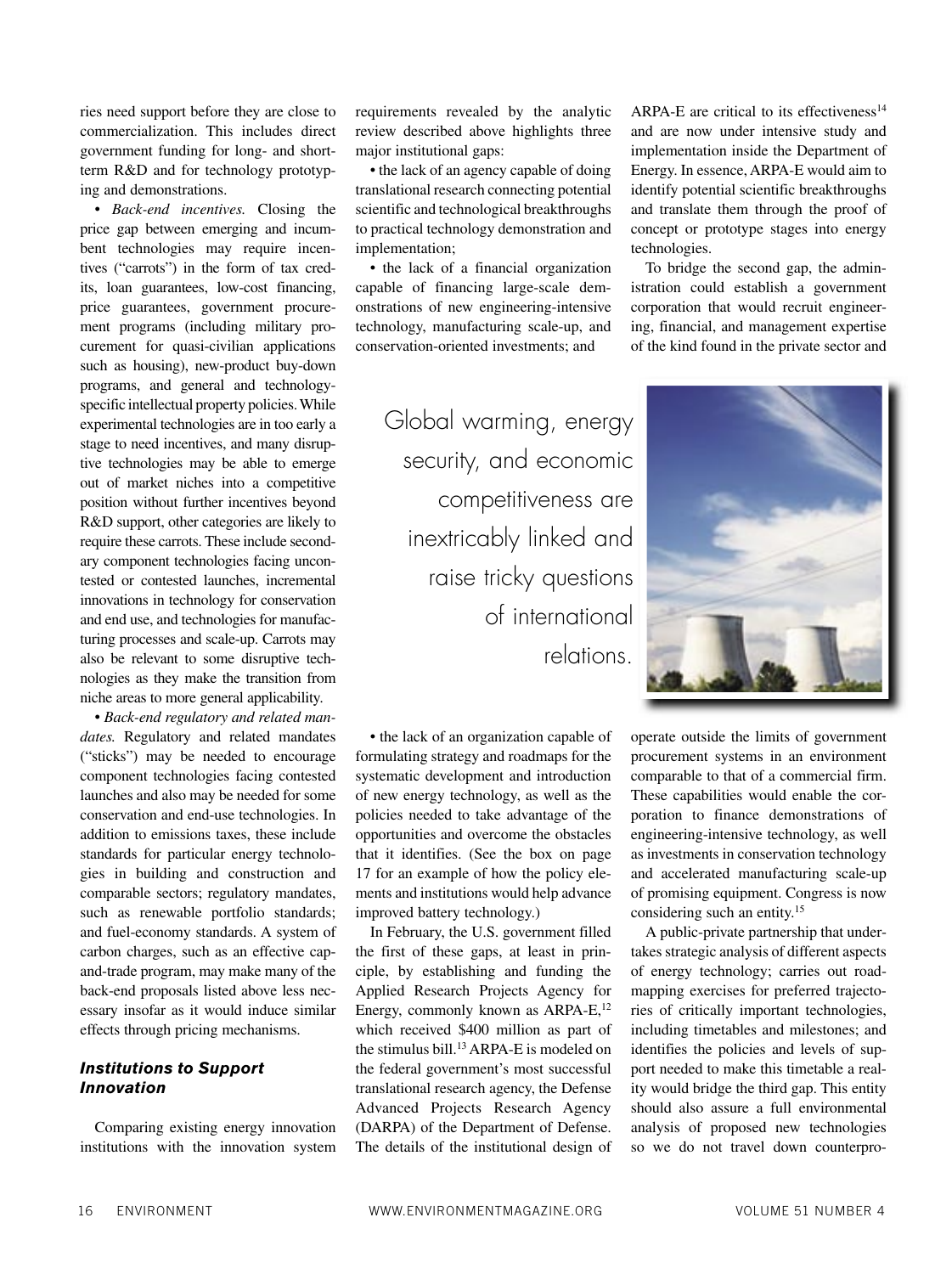ries need support before they are close to commercialization. This includes direct government funding for long- and short-term R&D and for technology prototyping and demonstrations.

• *Back-end incentives.* Closing the price gap between emerging and incumbent technologies may require incentives ("carrots") in the form of tax credits, loan guarantees, low-cost financing, price guarantees, government procurement programs (including military procurement for quasi-civilian applications such as housing), new-product buy-down programs, and general and technology-specific intellectual property policies. While experimental technologies are in too early a stage to need incentives, and many disruptive technologies may be able to emerge out of market niches into a competitive position without further incentives beyond R&D support, other categories are likely to require these carrots. These include secondary component technologies facing uncontested or contested launches, incremental innovations in technology for conservation and end use, and technologies for manufacturing processes and scale-up. Carrots may also be relevant to some disruptive technologies as they make the transition from niche areas to more general applicability.

• *Back-end regulatory and related mandates.* Regulatory and related mandates ("sticks") may be needed to encourage component technologies facing contested launches and also may be needed for some conservation and end-use technologies. In addition to emissions taxes, these include standards for particular energy technologies in building and construction and comparable sectors; regulatory mandates, such as renewable portfolio standards; and fuel-economy standards. A system of carbon charges, such as an effective cap-and-trade program, may make many of the back-end proposals listed above less necessary insofar as it would induce similar effects through pricing mechanisms.

### *Institutions to Support Innovation*

Comparing existing energy innovation institutions with the innovation system requirements revealed by the analytic review described above highlights three major institutional gaps:

• the lack of an agency capable of doing translational research connecting potential scientific and technological breakthroughs to practical technology demonstration and implementation;

• the lack of a financial organization capable of financing large-scale demonstrations of new engineering-intensive technology, manufacturing scale-up, and conservation-oriented investments; and

• the lack of an organization capable of formulating strategy and roadmaps for the systematic development and introduction of new energy technology, as well as the policies needed to take advantage of the opportunities and overcome the obstacles that it identifies. (See the box on page 17 for an example of how the policy elements and institutions would help advance improved battery technology.)

In February, the U.S. government filled the first of these gaps, at least in principle, by establishing and funding the Applied Research Projects Agency for Energy, commonly known as ARPA-E,[12] which received $400 million as part of the stimulus bill.[13] ARPA-E is modeled on the federal government's most successful translational research agency, the Defense Advanced Projects Research Agency (DARPA) of the Department of Defense. The details of the institutional design of ARPA-E are critical to its effectiveness[14] and are now under intensive study and implementation inside the Department of Energy. In essence, ARPA-E would aim to identify potential scientific breakthroughs and translate them through the proof of concept or prototype stages into energy technologies.

To bridge the second gap, the administration could establish a government corporation that would recruit engineering, financial, and management expertise of the kind found in the private sector and operate outside the limits of government procurement systems in an environment comparable to that of a commercial firm. These capabilities would enable the corporation to finance demonstrations of engineering-intensive technology, as well as investments in conservation technology and accelerated manufacturing scale-up of promising equipment. Congress is now considering such an entity.[15]

A public-private partnership that undertakes strategic analysis of different aspects of energy technology; carries out roadmapping exercises for preferred trajectories of critically important technologies, including timetables and milestones; and identifies the policies and levels of support needed to make this timetable a reality would bridge the third gap. This entity should also assure a full environmental analysis of proposed new technologies so we do not travel down counterpro-

Global warming, energy security, and economic competitiveness are inextricably linked and raise tricky questions of international relations.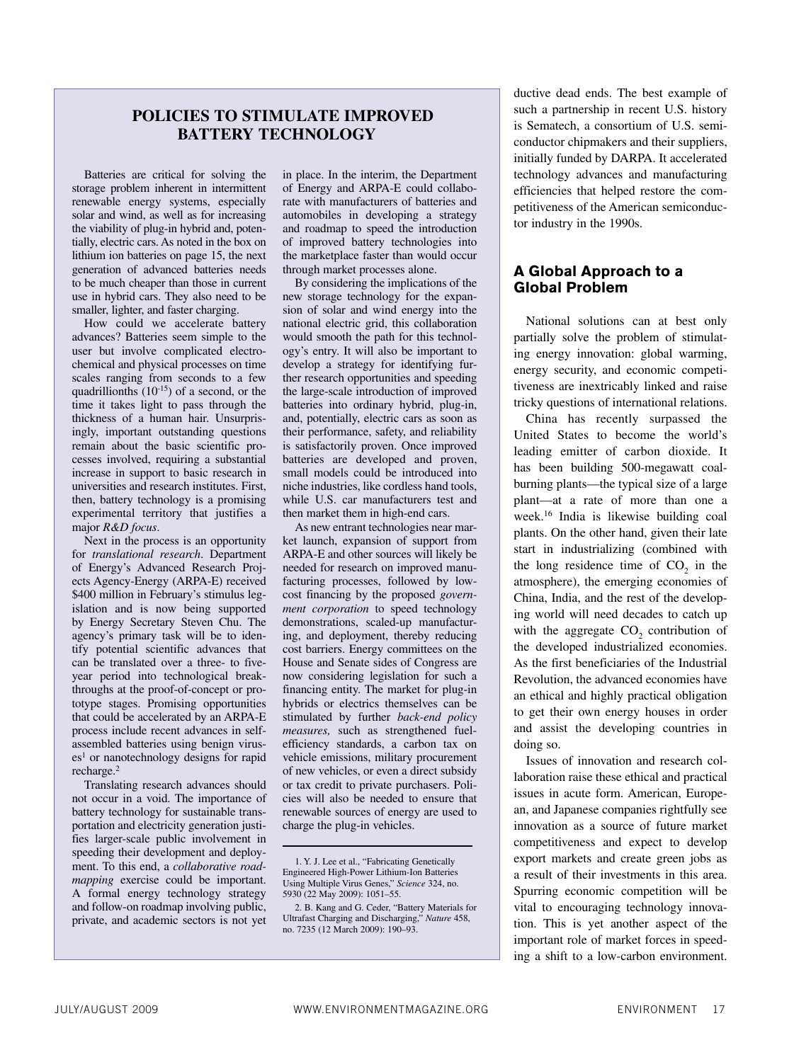## POLICIES TO STIMULATE IMPROVED BATTERY TECHNOLOGY

Batteries are critical for solving the storage problem inherent in intermittent renewable energy systems, especially solar and wind, as well as for increasing the viability of plug-in hybrid and, potentially, electric cars. As noted in the box on lithium ion batteries on page 15, the next generation of advanced batteries needs to be much cheaper than those in current use in hybrid cars. They also need to be smaller, lighter, and faster charging.

How could we accelerate battery advances? Batteries seem simple to the user but involve complicated electrochemical and physical processes on time scales ranging from seconds to a few quadrillionths ($10^{-15}$) of a second, or the time it takes light to pass through the thickness of a human hair. Unsurprisingly, important outstanding questions remain about the basic scientific processes involved, requiring a substantial increase in support to basic research in universities and research institutes. First, then, battery technology is a promising experimental territory that justifies a major *R&D focus*.

Next in the process is an opportunity for *translational research*. Department of Energy's Advanced Research Projects Agency-Energy (ARPA-E) received $400 million in February's stimulus legislation and is now being supported by Energy Secretary Steven Chu. The agency's primary task will be to identify potential scientific advances that can be translated over a three- to five-year period into technological breakthroughs at the proof-of-concept or prototype stages. Promising opportunities that could be accelerated by an ARPA-E process include recent advances in self-assembled batteries using benign viruses[1] or nanotechnology designs for rapid recharge.[2]

Translating research advances should not occur in a void. The importance of battery technology for sustainable transportation and electricity generation justifies larger-scale public involvement in speeding their development and deployment. To this end, a *collaborative roadmapping* exercise could be important. A formal energy technology strategy and follow-on roadmap involving public, private, and academic sectors is not yet in place. In the interim, the Department of Energy and ARPA-E could collaborate with manufacturers of batteries and automobiles in developing a strategy and roadmap to speed the introduction of improved battery technologies into the marketplace faster than would occur through market processes alone.

By considering the implications of the new storage technology for the expansion of solar and wind energy into the national electric grid, this collaboration would smooth the path for this technology's entry. It will also be important to develop a strategy for identifying further research opportunities and speeding the large-scale introduction of improved batteries into ordinary hybrid, plug-in, and, potentially, electric cars as soon as their performance, safety, and reliability is satisfactorily proven. Once improved batteries are developed and proven, small models could be introduced into niche industries, like cordless hand tools, while U.S. car manufacturers test and then market them in high-end cars.

As new entrant technologies near market launch, expansion of support from ARPA-E and other sources will likely be needed for research on improved manufacturing processes, followed by low-cost financing by the proposed *government corporation* to speed technology demonstrations, scaled-up manufacturing, and deployment, thereby reducing cost barriers. Energy committees on the House and Senate sides of Congress are now considering legislation for such a financing entity. The market for plug-in hybrids or electrics themselves can be stimulated by further *back-end policy measures,* such as strengthened fuel-efficiency standards, a carbon tax on vehicle emissions, military procurement of new vehicles, or even a direct subsidy or tax credit to private purchasers. Policies will also be needed to ensure that renewable sources of energy are used to charge the plug-in vehicles.

1. Y. J. Lee et al., "Fabricating Genetically Engineered High-Power Lithium-Ion Batteries Using Multiple Virus Genes," *Science* 324, no. 5930 (22 May 2009): 1051–55.

2. B. Kang and G. Ceder, "Battery Materials for Ultrafast Charging and Discharging," *Nature* 458, no. 7235 (12 March 2009): 190–93.

ductive dead ends. The best example of such a partnership in recent U.S. history is Sematech, a consortium of U.S. semiconductor chipmakers and their suppliers, initially funded by DARPA. It accelerated technology advances and manufacturing efficiencies that helped restore the competitiveness of the American semiconductor industry in the 1990s.

## A Global Approach to a Global Problem

National solutions can at best only partially solve the problem of stimulating energy innovation: global warming, energy security, and economic competitiveness are inextricably linked and raise tricky questions of international relations.

China has recently surpassed the United States to become the world's leading emitter of carbon dioxide. It has been building 500-megawatt coal-burning plants—the typical size of a large plant—at a rate of more than one a week.[16] India is likewise building coal plants. On the other hand, given their late start in industrializing (combined with the long residence time of $CO_2$ in the atmosphere), the emerging economies of China, India, and the rest of the developing world will need decades to catch up with the aggregate $CO_2$ contribution of the developed industrialized economies. As the first beneficiaries of the Industrial Revolution, the advanced economies have an ethical and highly practical obligation to get their own energy houses in order and assist the developing countries in doing so.

Issues of innovation and research collaboration raise these ethical and practical issues in acute form. American, European, and Japanese companies rightfully see innovation as a source of future market competitiveness and expect to develop export markets and create green jobs as a result of their investments in this area. Spurring economic competition will be vital to encouraging technology innovation. This is yet another aspect of the important role of market forces in speeding a shift to a low-carbon environment.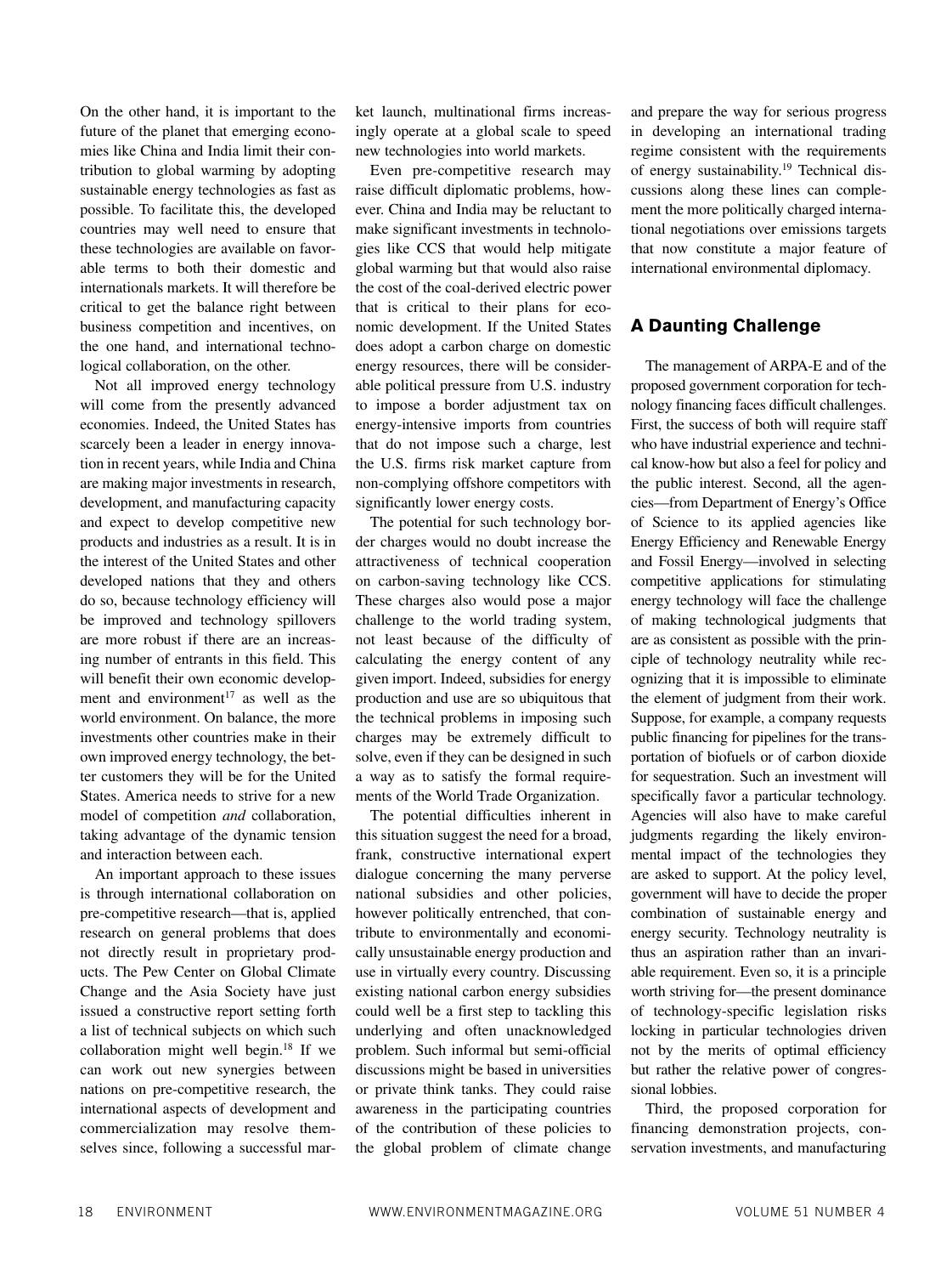On the other hand, it is important to the future of the planet that emerging economies like China and India limit their contribution to global warming by adopting sustainable energy technologies as fast as possible. To facilitate this, the developed countries may well need to ensure that these technologies are available on favorable terms to both their domestic and internationals markets. It will therefore be critical to get the balance right between business competition and incentives, on the one hand, and international technological collaboration, on the other.

Not all improved energy technology will come from the presently advanced economies. Indeed, the United States has scarcely been a leader in energy innovation in recent years, while India and China are making major investments in research, development, and manufacturing capacity and expect to develop competitive new products and industries as a result. It is in the interest of the United States and other developed nations that they and others do so, because technology efficiency will be improved and technology spillovers are more robust if there are an increasing number of entrants in this field. This will benefit their own economic development and environment[17] as well as the world environment. On balance, the more investments other countries make in their own improved energy technology, the better customers they will be for the United States. America needs to strive for a new model of competition *and* collaboration, taking advantage of the dynamic tension and interaction between each.

An important approach to these issues is through international collaboration on pre-competitive research—that is, applied research on general problems that does not directly result in proprietary products. The Pew Center on Global Climate Change and the Asia Society have just issued a constructive report setting forth a list of technical subjects on which such collaboration might well begin.[18] If we can work out new synergies between nations on pre-competitive research, the international aspects of development and commercialization may resolve themselves since, following a successful market launch, multinational firms increasingly operate at a global scale to speed new technologies into world markets.

Even pre-competitive research may raise difficult diplomatic problems, however. China and India may be reluctant to make significant investments in technologies like CCS that would help mitigate global warming but that would also raise the cost of the coal-derived electric power that is critical to their plans for economic development. If the United States does adopt a carbon charge on domestic energy resources, there will be considerable political pressure from U.S. industry to impose a border adjustment tax on energy-intensive imports from countries that do not impose such a charge, lest the U.S. firms risk market capture from non-complying offshore competitors with significantly lower energy costs.

The potential for such technology border charges would no doubt increase the attractiveness of technical cooperation on carbon-saving technology like CCS. These charges also would pose a major challenge to the world trading system, not least because of the difficulty of calculating the energy content of any given import. Indeed, subsidies for energy production and use are so ubiquitous that the technical problems in imposing such charges may be extremely difficult to solve, even if they can be designed in such a way as to satisfy the formal requirements of the World Trade Organization.

The potential difficulties inherent in this situation suggest the need for a broad, frank, constructive international expert dialogue concerning the many perverse national subsidies and other policies, however politically entrenched, that contribute to environmentally and economically unsustainable energy production and use in virtually every country. Discussing existing national carbon energy subsidies could well be a first step to tackling this underlying and often unacknowledged problem. Such informal but semi-official discussions might be based in universities or private think tanks. They could raise awareness in the participating countries of the contribution of these policies to the global problem of climate change and prepare the way for serious progress in developing an international trading regime consistent with the requirements of energy sustainability.[19] Technical discussions along these lines can complement the more politically charged international negotiations over emissions targets that now constitute a major feature of international environmental diplomacy.

## A Daunting Challenge

The management of ARPA-E and of the proposed government corporation for technology financing faces difficult challenges. First, the success of both will require staff who have industrial experience and technical know-how but also a feel for policy and the public interest. Second, all the agencies—from Department of Energy's Office of Science to its applied agencies like Energy Efficiency and Renewable Energy and Fossil Energy—involved in selecting competitive applications for stimulating energy technology will face the challenge of making technological judgments that are as consistent as possible with the principle of technology neutrality while recognizing that it is impossible to eliminate the element of judgment from their work. Suppose, for example, a company requests public financing for pipelines for the transportation of biofuels or of carbon dioxide for sequestration. Such an investment will specifically favor a particular technology. Agencies will also have to make careful judgments regarding the likely environmental impact of the technologies they are asked to support. At the policy level, government will have to decide the proper combination of sustainable energy and energy security. Technology neutrality is thus an aspiration rather than an invariable requirement. Even so, it is a principle worth striving for—the present dominance of technology-specific legislation risks locking in particular technologies driven not by the merits of optimal efficiency but rather the relative power of congressional lobbies.

Third, the proposed corporation for financing demonstration projects, conservation investments, and manufacturing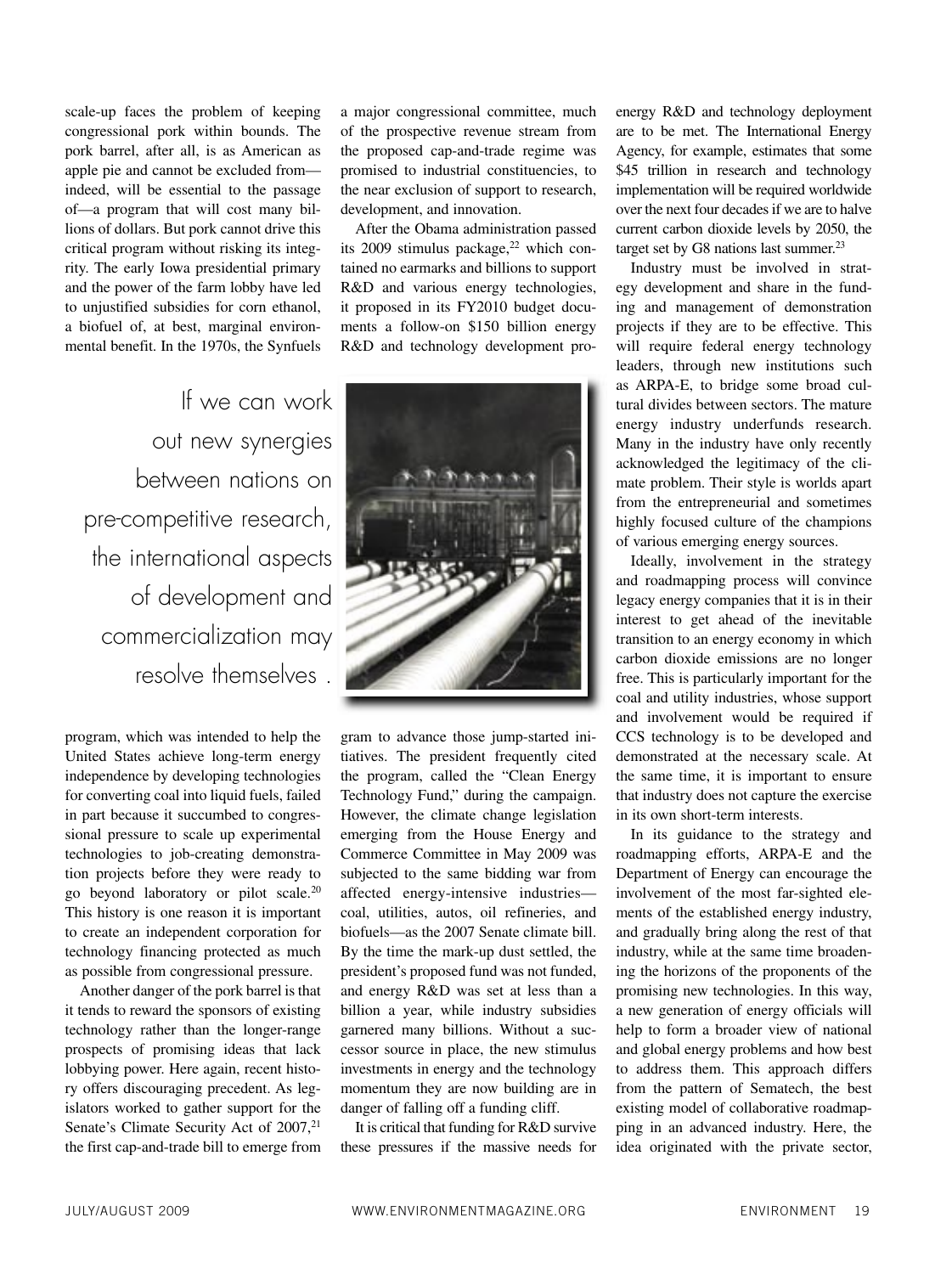scale-up faces the problem of keeping congressional pork within bounds. The pork barrel, after all, is as American as apple pie and cannot be excluded from—indeed, will be essential to the passage of—a program that will cost many billions of dollars. But pork cannot drive this critical program without risking its integrity. The early Iowa presidential primary and the power of the farm lobby have led to unjustified subsidies for corn ethanol, a biofuel of, at best, marginal environmental benefit. In the 1970s, the Synfuels program, which was intended to help the United States achieve long-term energy independence by developing technologies for converting coal into liquid fuels, failed in part because it succumbed to congressional pressure to scale up experimental technologies to job-creating demonstration projects before they were ready to go beyond laboratory or pilot scale.[20] This history is one reason it is important to create an independent corporation for technology financing protected as much as possible from congressional pressure.

Another danger of the pork barrel is that it tends to reward the sponsors of existing technology rather than the longer-range prospects of promising ideas that lack lobbying power. Here again, recent history offers discouraging precedent. As legislators worked to gather support for the Senate's Climate Security Act of 2007,[21] the first cap-and-trade bill to emerge from a major congressional committee, much of the prospective revenue stream from the proposed cap-and-trade regime was promised to industrial constituencies, to the near exclusion of support to research, development, and innovation.

After the Obama administration passed its 2009 stimulus package,[22] which contained no earmarks and billions to support R&D and various energy technologies, it proposed in its FY2010 budget documents a follow-on $150 billion energy R&D and technology development program to advance those jump-started initiatives. The president frequently cited the program, called the "Clean Energy Technology Fund," during the campaign. However, the climate change legislation emerging from the House Energy and Commerce Committee in May 2009 was subjected to the same bidding war from affected energy-intensive industries—coal, utilities, autos, oil refineries, and biofuels—as the 2007 Senate climate bill. By the time the mark-up dust settled, the president's proposed fund was not funded, and energy R&D was set at less than a billion a year, while industry subsidies garnered many billions. Without a successor source in place, the new stimulus investments in energy and the technology momentum they are now building are in danger of falling off a funding cliff.

> If we can work out new synergies between nations on pre-competitive research, the international aspects of development and commercialization may resolve themselves.

It is critical that funding for R&D survive these pressures if the massive needs for energy R&D and technology deployment are to be met. The International Energy Agency, for example, estimates that some $45 trillion in research and technology implementation will be required worldwide over the next four decades if we are to halve current carbon dioxide levels by 2050, the target set by G8 nations last summer.[23]

Industry must be involved in strategy development and share in the funding and management of demonstration projects if they are to be effective. This will require federal energy technology leaders, through new institutions such as ARPA-E, to bridge some broad cultural divides between sectors. The mature energy industry underfunds research. Many in the industry have only recently acknowledged the legitimacy of the climate problem. Their style is worlds apart from the entrepreneurial and sometimes highly focused culture of the champions of various emerging energy sources.

Ideally, involvement in the strategy and roadmapping process will convince legacy energy companies that it is in their interest to get ahead of the inevitable transition to an energy economy in which carbon dioxide emissions are no longer free. This is particularly important for the coal and utility industries, whose support and involvement would be required if CCS technology is to be developed and demonstrated at the necessary scale. At the same time, it is important to ensure that industry does not capture the exercise in its own short-term interests.

In its guidance to the strategy and roadmapping efforts, ARPA-E and the Department of Energy can encourage the involvement of the most far-sighted elements of the established energy industry, and gradually bring along the rest of that industry, while at the same time broadening the horizons of the proponents of the promising new technologies. In this way, a new generation of energy officials will help to form a broader view of national and global energy problems and how best to address them. This approach differs from the pattern of Sematech, the best existing model of collaborative roadmapping in an advanced industry. Here, the idea originated with the private sector,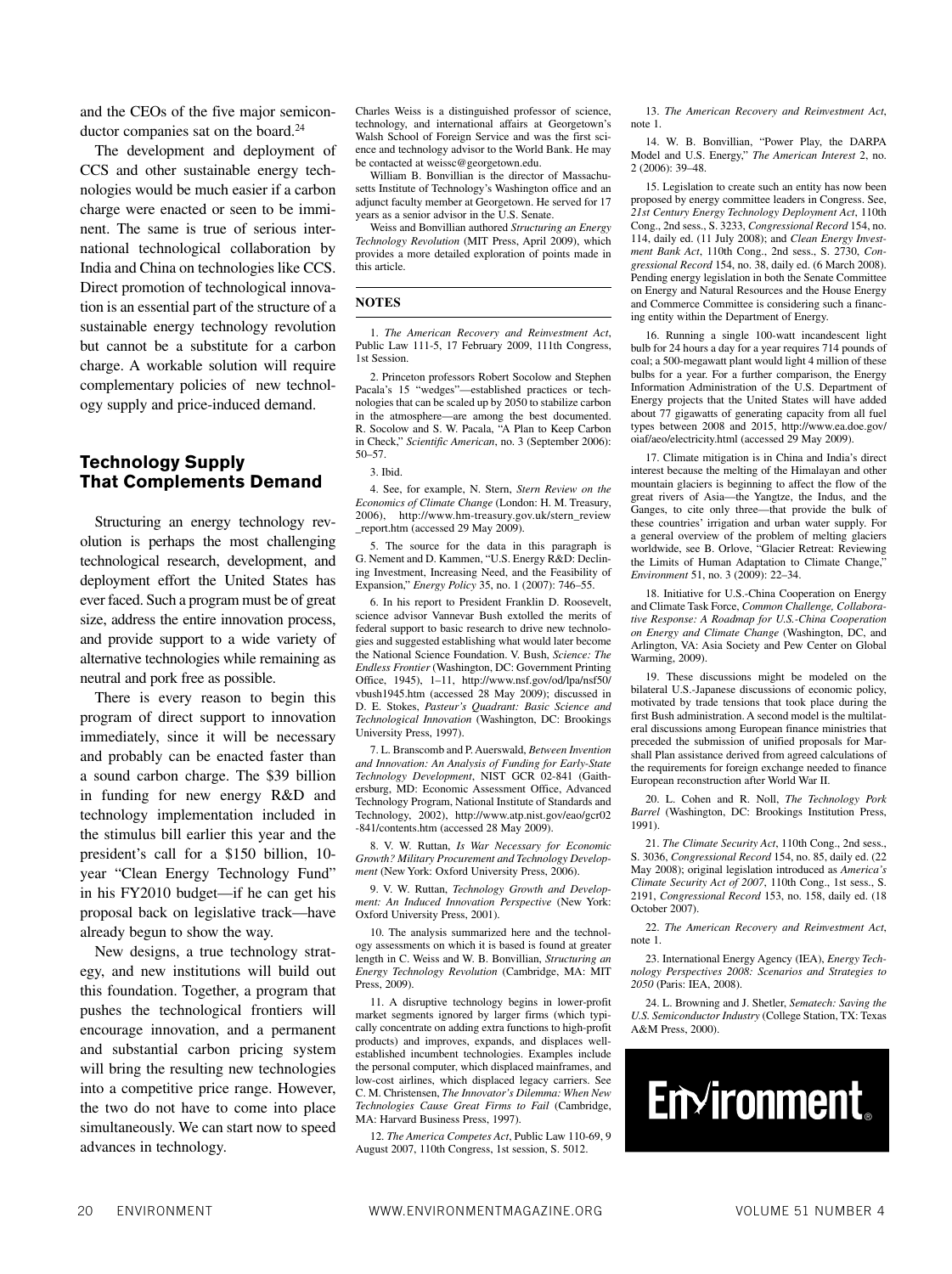and the CEOs of the five major semiconductor companies sat on the board.[24]

The development and deployment of CCS and other sustainable energy technologies would be much easier if a carbon charge were enacted or seen to be imminent. The same is true of serious international technological collaboration by India and China on technologies like CCS. Direct promotion of technological innovation is an essential part of the structure of a sustainable energy technology revolution but cannot be a substitute for a carbon charge. A workable solution will require complementary policies of new technology supply and price-induced demand.

## Technology Supply That Complements Demand

Structuring an energy technology revolution is perhaps the most challenging technological research, development, and deployment effort the United States has ever faced. Such a program must be of great size, address the entire innovation process, and provide support to a wide variety of alternative technologies while remaining as neutral and pork free as possible.

There is every reason to begin this program of direct support to innovation immediately, since it will be necessary and probably can be enacted faster than a sound carbon charge. The $39 billion in funding for new energy R&D and technology implementation included in the stimulus bill earlier this year and the president's call for a $150 billion, 10-year "Clean Energy Technology Fund" in his FY2010 budget—if he can get his proposal back on legislative track—have already begun to show the way.

New designs, a true technology strategy, and new institutions will build out this foundation. Together, a program that pushes the technological frontiers will encourage innovation, and a permanent and substantial carbon pricing system will bring the resulting new technologies into a competitive price range. However, the two do not have to come into place simultaneously. We can start now to speed advances in technology.

Charles Weiss is a distinguished professor of science, technology, and international affairs at Georgetown's Walsh School of Foreign Service and was the first science and technology advisor to the World Bank. He may be contacted at weissc@georgetown.edu.

William B. Bonvillian is the director of Massachusetts Institute of Technology's Washington office and an adjunct faculty member at Georgetown. He served for 17 years as a senior advisor in the U.S. Senate.

Weiss and Bonvillian authored *Structuring an Energy Technology Revolution* (MIT Press, April 2009), which provides a more detailed exploration of points made in this article.

## NOTES

1. *The American Recovery and Reinvestment Act*, Public Law 111-5, 17 February 2009, 111th Congress, 1st Session.

2. Princeton professors Robert Socolow and Stephen Pacala's 15 "wedges"—established practices or technologies that can be scaled up by 2050 to stabilize carbon in the atmosphere—are among the best documented. R. Socolow and S. W. Pacala, "A Plan to Keep Carbon in Check," *Scientific American*, no. 3 (September 2006): 50–57.

3. Ibid.

4. See, for example, N. Stern, *Stern Review on the Economics of Climate Change* (London: H. M. Treasury, 2006), http://www.hm-treasury.gov.uk/stern_review_report.htm (accessed 29 May 2009).

5. The source for the data in this paragraph is G. Nement and D. Kammen, "U.S. Energy R&D: Declining Investment, Increasing Need, and the Feasibility of Expansion," *Energy Policy* 35, no. 1 (2007): 746–55.

6. In his report to President Franklin D. Roosevelt, science advisor Vannevar Bush extolled the merits of federal support to basic research to drive new technologies and suggested establishing what would later become the National Science Foundation. V. Bush, *Science: The Endless Frontier* (Washington, DC: Government Printing Office, 1945), 1–11, http://www.nsf.gov/od/lpa/nsf50/vbush1945.htm (accessed 28 May 2009); discussed in D. E. Stokes, *Pasteur's Quadrant: Basic Science and Technological Innovation* (Washington, DC: Brookings University Press, 1997).

7. L. Branscomb and P. Auerswald, *Between Invention and Innovation: An Analysis of Funding for Early-State Technology Development*, NIST GCR 02-841 (Gaithersburg, MD: Economic Assessment Office, Advanced Technology Program, National Institute of Standards and Technology, 2002), http://www.atp.nist.gov/eao/gcr02-841/contents.htm (accessed 28 May 2009).

8. V. W. Ruttan, *Is War Necessary for Economic Growth? Military Procurement and Technology Development* (New York: Oxford University Press, 2006).

9. V. W. Ruttan, *Technology Growth and Development: An Induced Innovation Perspective* (New York: Oxford University Press, 2001).

10. The analysis summarized here and the technology assessments on which it is based is found at greater length in C. Weiss and W. B. Bonvillian, *Structuring an Energy Technology Revolution* (Cambridge, MA: MIT Press, 2009).

11. A disruptive technology begins in lower-profit market segments ignored by larger firms (which typically concentrate on adding extra functions to high-profit products) and improves, expands, and displaces well-established incumbent technologies. Examples include the personal computer, which displaced mainframes, and low-cost airlines, which displaced legacy carriers. See C. M. Christensen, *The Innovator's Dilemma: When New Technologies Cause Great Firms to Fail* (Cambridge, MA: Harvard Business Press, 1997).

12. *The America Competes Act*, Public Law 110-69, 9 August 2007, 110th Congress, 1st session, S. 5012.

13. *The American Recovery and Reinvestment Act*, note 1.

14. W. B. Bonvillian, "Power Play, the DARPA Model and U.S. Energy," *The American Interest* 2, no. 2 (2006): 39–48.

15. Legislation to create such an entity has now been proposed by energy committee leaders in Congress. See, *21st Century Energy Technology Deployment Act*, 110th Cong., 2nd sess., S. 3233, *Congressional Record* 154, no. 114, daily ed. (11 July 2008); and *Clean Energy Investment Bank Act*, 110th Cong., 2nd sess., S. 2730, *Congressional Record* 154, no. 38, daily ed. (6 March 2008). Pending energy legislation in both the Senate Committee on Energy and Natural Resources and the House Energy and Commerce Committee is considering such a financing entity within the Department of Energy.

16. Running a single 100-watt incandescent light bulb for 24 hours a day for a year requires 714 pounds of coal; a 500-megawatt plant would light 4 million of these bulbs for a year. For a further comparison, the Energy Information Administration of the U.S. Department of Energy projects that the United States will have added about 77 gigawatts of generating capacity from all fuel types between 2008 and 2015, http://www.ea.doe.gov/oiaf/aeo/electricity.html (accessed 29 May 2009).

17. Climate mitigation is in China and India's direct interest because the melting of the Himalayan and other mountain glaciers is beginning to affect the flow of the great rivers of Asia—the Yangtze, the Indus, and the Ganges, to cite only three—that provide the bulk of these countries' irrigation and urban water supply. For a general overview of the problem of melting glaciers worldwide, see B. Orlove, "Glacier Retreat: Reviewing the Limits of Human Adaptation to Climate Change," *Environment* 51, no. 3 (2009): 22–34.

18. Initiative for U.S.-China Cooperation on Energy and Climate Task Force, *Common Challenge, Collaborative Response: A Roadmap for U.S.-China Cooperation on Energy and Climate Change* (Washington, DC, and Arlington, VA: Asia Society and Pew Center on Global Warming, 2009).

19. These discussions might be modeled on the bilateral U.S.-Japanese discussions of economic policy, motivated by trade tensions that took place during the first Bush administration. A second model is the multilateral discussions among European finance ministries that preceded the submission of unified proposals for Marshall Plan assistance derived from agreed calculations of the requirements for foreign exchange needed to finance European reconstruction after World War II.

20. L. Cohen and R. Noll, *The Technology Pork Barrel* (Washington, DC: Brookings Institution Press, 1991).

21. *The Climate Security Act*, 110th Cong., 2nd sess., S. 3036, *Congressional Record* 154, no. 85, daily ed. (22 May 2008); original legislation introduced as *America's Climate Security Act of 2007*, 110th Cong., 1st sess., S. 2191, *Congressional Record* 153, no. 158, daily ed. (18 October 2007).

22. *The American Recovery and Reinvestment Act*, note 1.

23. International Energy Agency (IEA), *Energy Technology Perspectives 2008: Scenarios and Strategies to 2050* (Paris: IEA, 2008).

24. L. Browning and J. Shetler, *Sematech: Saving the U.S. Semiconductor Industry* (College Station, TX: Texas A&M Press, 2000).

Environment®